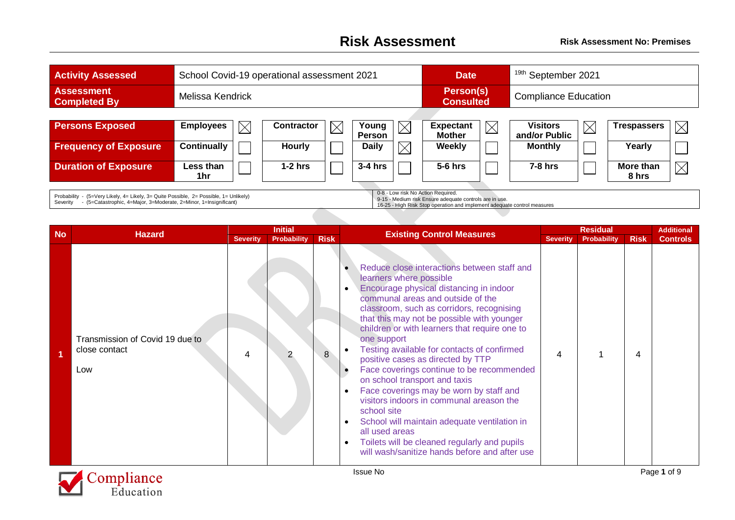# Risk Assessment

**Risk Assessment No: Premises**

| **Activity Assessed** | School Covid-19 operational assessment 2021 | **Date** | 19th September 2021 |
|---|---|---|---|
| **Assessment Completed By** | Melissa Kendrick | **Person(s) Consulted** | Compliance Education |

| **Persons Exposed** | Employees | ☒ | Contractor | ☒ | Young Person | ☒ | Expectant Mother | ☒ | Visitors and/or Public | ☒ | Trespassers | ☒ |
|---|---|---|---|---|---|---|---|---|---|---|---|---|
| **Frequency of Exposure** | Continually | ☐ | Hourly | ☐ | Daily | ☒ | Weekly | ☐ | Monthly | ☐ | Yearly | ☐ |
| **Duration of Exposure** | Less than 1hr | ☐ | 1-2 hrs | ☐ | 3-4 hrs | ☐ | 5-6 hrs | ☐ | 7-8 hrs | ☐ | More than 8 hrs | ☒ |

| Probability - (5=Very Likely, 4= Likely, 3= Quite Possible, 2= Possible, 1= Unlikely)<br>Severity - (5=Catastrophic, 4=Major, 3=Moderate, 2=Minor, 1=Insignificant) | 0-8 - Low risk No Action Required.<br>9-15 - Medium risk Ensure adequate controls are in use.<br>16-25 - High Risk Stop operation and implement adequate control measures |
|---|---|

| No | Hazard | Initial | | | Existing Control Measures | Residual | | | Additional Controls |
|---|---|---|---|---|---|---|---|---|---|
| | | Severity | Probability | Risk | | Severity | Probability | Risk | |
| 1 | Transmission of Covid 19 due to close contact<br><br>Low | 4 | 2 | 8 | • Reduce close interactions between staff and learners where possible<br>• Encourage physical distancing in indoor communal areas and outside of the classroom, such as corridors, recognising that this may not be possible with younger children or with learners that require one to one support<br>• Testing available for contacts of confirmed positive cases as directed by TTP<br>• Face coverings continue to be recommended on school transport and taxis<br>• Face coverings may be worn by staff and visitors indoors in communal areason the school site<br>• School will maintain adequate ventilation in all used areas<br>• Toilets will be cleaned regularly and pupils will wash/sanitize hands before and after use | 4 | 1 | 4 | |

Issue No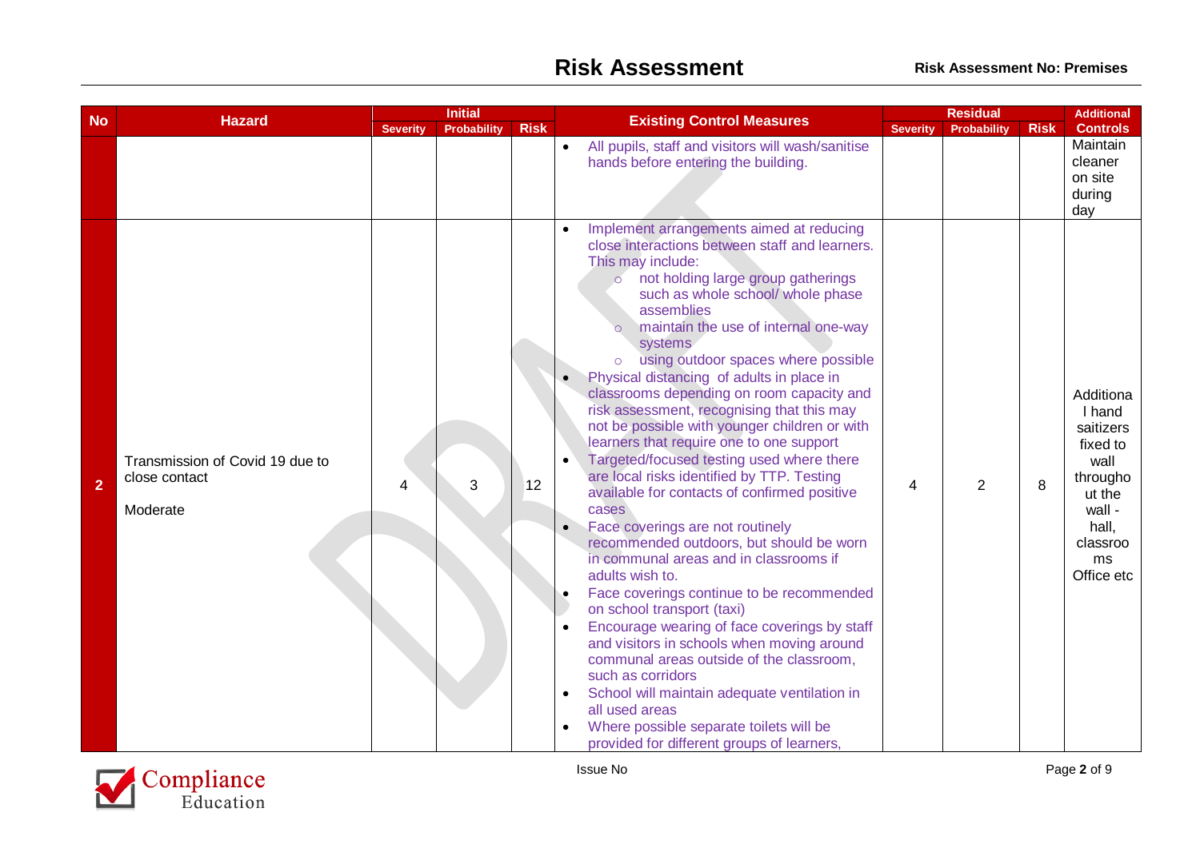| No | Hazard | Initial | | | Existing Control Measures | Residual | | | Additional Controls |
|---|---|---|---|---|---|---|---|---|---|
| | | Severity | Probability | Risk | | Severity | Probability | Risk | |
| | | | | | • All pupils, staff and visitors will wash/sanitise hands before entering the building. | | | | Maintain cleaner on site during day |
| 2 | Transmission of Covid 19 due to close contact<br><br>Moderate | 4 | 3 | 12 | • Implement arrangements aimed at reducing close interactions between staff and learners. This may include:<br>  ○ not holding large group gatherings such as whole school/ whole phase assemblies<br>  ○ maintain the use of internal one-way systems<br>  ○ using outdoor spaces where possible<br>• Physical distancing of adults in place in classrooms depending on room capacity and risk assessment, recognising that this may not be possible with younger children or with learners that require one to one support<br>• Targeted/focused testing used where there are local risks identified by TTP. Testing available for contacts of confirmed positive cases<br>• Face coverings are not routinely recommended outdoors, but should be worn in communal areas and in classrooms if adults wish to.<br>• Face coverings continue to be recommended on school transport (taxi)<br>• Encourage wearing of face coverings by staff and visitors in schools when moving around communal areas outside of the classroom, such as corridors<br>• School will maintain adequate ventilation in all used areas<br>• Where possible separate toilets will be provided for different groups of learners, | 4 | 2 | 8 | Additional hand saitizers fixed to wall throughout the wall - hall, classrooms Office etc |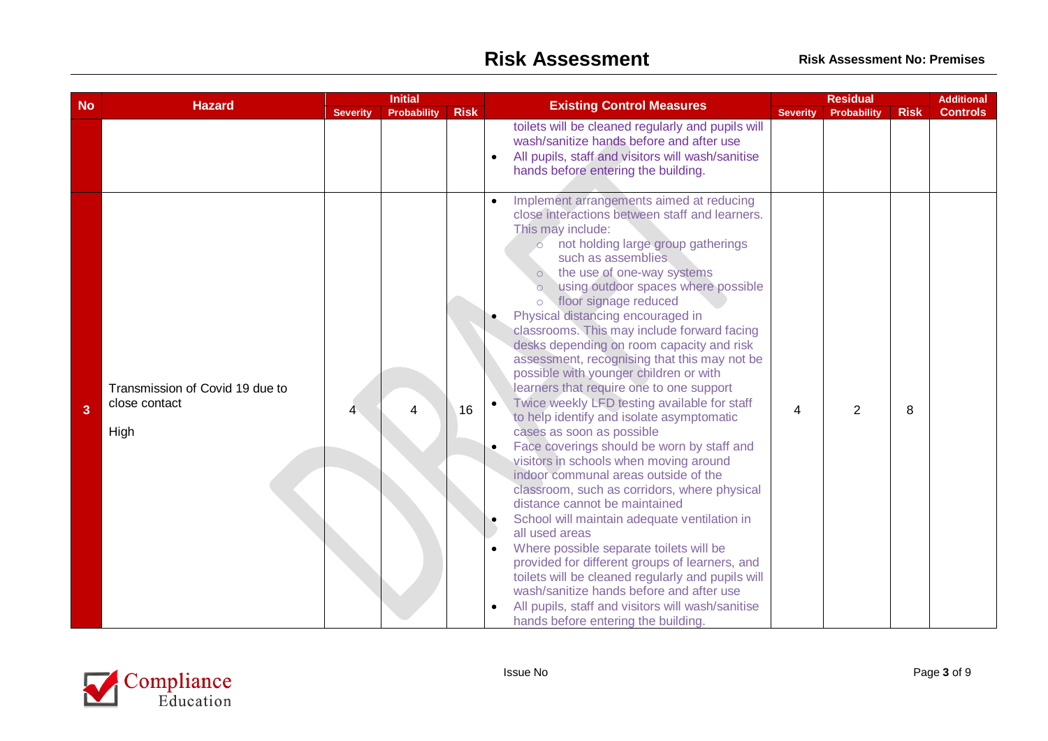| No | Hazard | Initial | | | Existing Control Measures | Residual | | | Additional Controls |
|---|---|---|---|---|---|---|---|---|---|
| | | Severity | Probability | Risk | | Severity | Probability | Risk | |
| | | | | | toilets will be cleaned regularly and pupils will wash/sanitize hands before and after use<br>• All pupils, staff and visitors will wash/sanitise hands before entering the building. | | | | |
| 3 | Transmission of Covid 19 due to close contact<br><br>High | 4 | 4 | 16 | • Implement arrangements aimed at reducing close interactions between staff and learners. This may include:<br>○ not holding large group gatherings such as assemblies<br>○ the use of one-way systems<br>○ using outdoor spaces where possible<br>○ floor signage reduced<br>• Physical distancing encouraged in classrooms. This may include forward facing desks depending on room capacity and risk assessment, recognising that this may not be possible with younger children or with learners that require one to one support<br>• Twice weekly LFD testing available for staff to help identify and isolate asymptomatic cases as soon as possible<br>• Face coverings should be worn by staff and visitors in schools when moving around indoor communal areas outside of the classroom, such as corridors, where physical distance cannot be maintained<br>• School will maintain adequate ventilation in all used areas<br>• Where possible separate toilets will be provided for different groups of learners, and toilets will be cleaned regularly and pupils will wash/sanitize hands before and after use<br>• All pupils, staff and visitors will wash/sanitise hands before entering the building. | 4 | 2 | 8 | |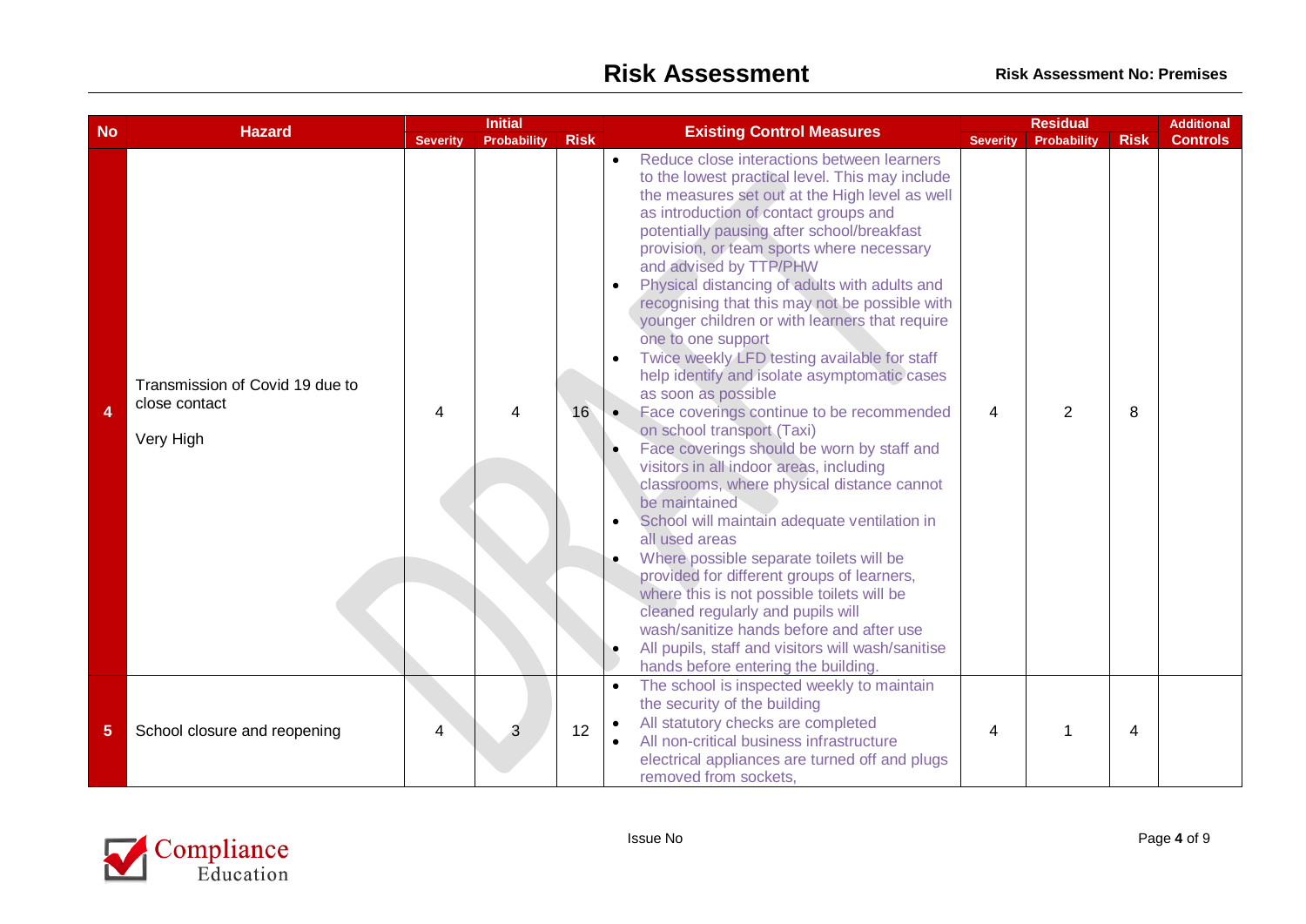# Risk Assessment

**Risk Assessment No: Premises**

| No | Hazard | Initial | | | Existing Control Measures | Residual | | | Additional Controls |
|---|---|---|---|---|---|---|---|---|---|
| | | Severity | Probability | Risk | | Severity | Probability | Risk | |
| 4 | Transmission of Covid 19 due to close contact<br><br>Very High | 4 | 4 | 16 | • Reduce close interactions between learners to the lowest practical level. This may include the measures set out at the High level as well as introduction of contact groups and potentially pausing after school/breakfast provision, or team sports where necessary and advised by TTP/PHW<br>• Physical distancing of adults with adults and recognising that this may not be possible with younger children or with learners that require one to one support<br>• Twice weekly LFD testing available for staff help identify and isolate asymptomatic cases as soon as possible<br>• Face coverings continue to be recommended on school transport (Taxi)<br>• Face coverings should be worn by staff and visitors in all indoor areas, including classrooms, where physical distance cannot be maintained<br>• School will maintain adequate ventilation in all used areas<br>• Where possible separate toilets will be provided for different groups of learners, where this is not possible toilets will be cleaned regularly and pupils will wash/sanitize hands before and after use<br>• All pupils, staff and visitors will wash/sanitise hands before entering the building. | 4 | 2 | 8 | |
| 5 | School closure and reopening | 4 | 3 | 12 | • The school is inspected weekly to maintain the security of the building<br>• All statutory checks are completed<br>• All non-critical business infrastructure electrical appliances are turned off and plugs removed from sockets, | 4 | 1 | 4 | |

Issue No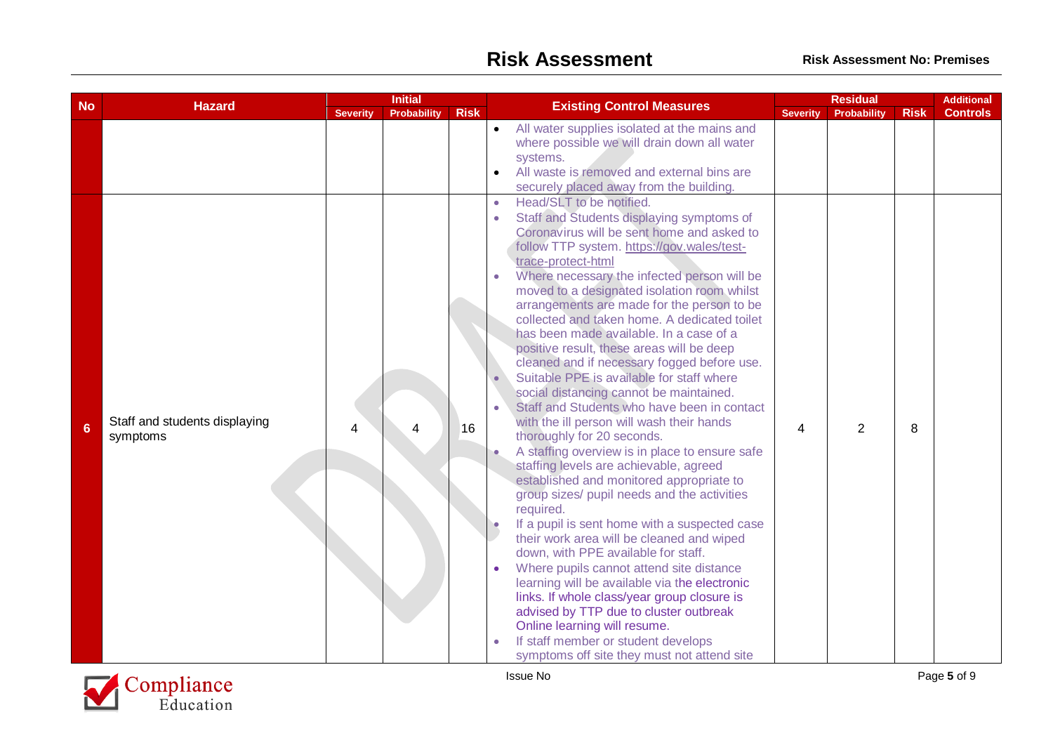# Risk Assessment

**Risk Assessment No: Premises**

| No | Hazard | Initial | | | Existing Control Measures | Residual | | | Additional Controls |
|---|---|---|---|---|---|---|---|---|---|
| | | Severity | Probability | Risk | | Severity | Probability | Risk | |
| | | | | | • All water supplies isolated at the mains and where possible we will drain down all water systems.<br>• All waste is removed and external bins are securely placed away from the building. | | | | |
| 6 | Staff and students displaying symptoms | 4 | 4 | 16 | • Head/SLT to be notified.<br>• Staff and Students displaying symptoms of Coronavirus will be sent home and asked to follow TTP system. https://gov.wales/test-trace-protect-html<br>• Where necessary the infected person will be moved to a designated isolation room whilst arrangements are made for the person to be collected and taken home. A dedicated toilet has been made available. In a case of a positive result, these areas will be deep cleaned and if necessary fogged before use.<br>• Suitable PPE is available for staff where social distancing cannot be maintained.<br>• Staff and Students who have been in contact with the ill person will wash their hands thoroughly for 20 seconds.<br>• A staffing overview is in place to ensure safe staffing levels are achievable, agreed established and monitored appropriate to group sizes/ pupil needs and the activities required.<br>• If a pupil is sent home with a suspected case their work area will be cleaned and wiped down, with PPE available for staff.<br>• Where pupils cannot attend site distance learning will be available via the electronic links. If whole class/year group closure is advised by TTP due to cluster outbreak Online learning will resume.<br>• If staff member or student develops symptoms off site they must not attend site | 4 | 2 | 8 | |

Issue No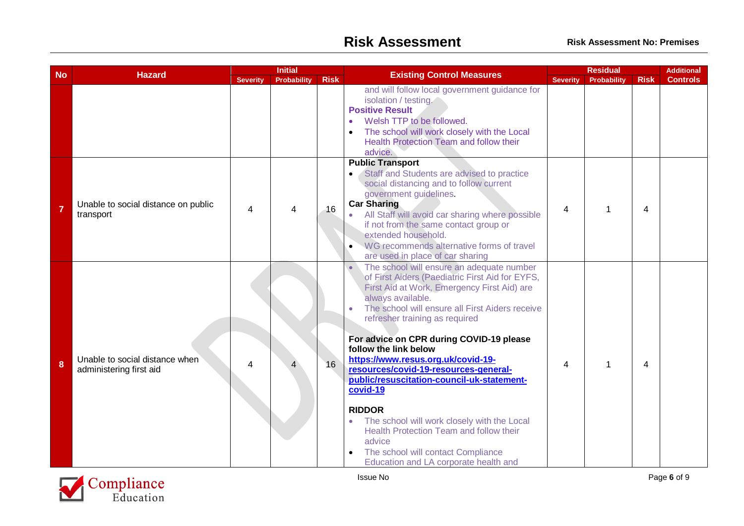# Risk Assessment

**Risk Assessment No: Premises**

| No | Hazard | Initial | | | Existing Control Measures | Residual | | | Additional Controls |
|---|---|---|---|---|---|---|---|---|---|
| | | Severity | Probability | Risk | | Severity | Probability | Risk | |
| | | | | | and will follow local government guidance for isolation / testing.<br>**Positive Result**<br>• Welsh TTP to be followed.<br>• The school will work closely with the Local Health Protection Team and follow their advice. | | | | |
| 7 | Unable to social distance on public transport | 4 | 4 | 16 | **Public Transport**<br>• Staff and Students are advised to practice social distancing and to follow current government guidelines.<br>**Car Sharing**<br>• All Staff will avoid car sharing where possible if not from the same contact group or extended household.<br>• WG recommends alternative forms of travel are used in place of car sharing | 4 | 1 | 4 | |
| 8 | Unable to social distance when administering first aid | 4 | 4 | 16 | • The school will ensure an adequate number of First Aiders (Paediatric First Aid for EYFS, First Aid at Work, Emergency First Aid) are always available.<br>• The school will ensure all First Aiders receive refresher training as required<br><br>**For advice on CPR during COVID-19 please follow the link below**<br>**https://www.resus.org.uk/covid-19-resources/covid-19-resources-general-public/resuscitation-council-uk-statement-covid-19**<br><br>**RIDDOR**<br>• The school will work closely with the Local Health Protection Team and follow their advice<br>• The school will contact Compliance Education and LA corporate health and | 4 | 1 | 4 | |

Issue No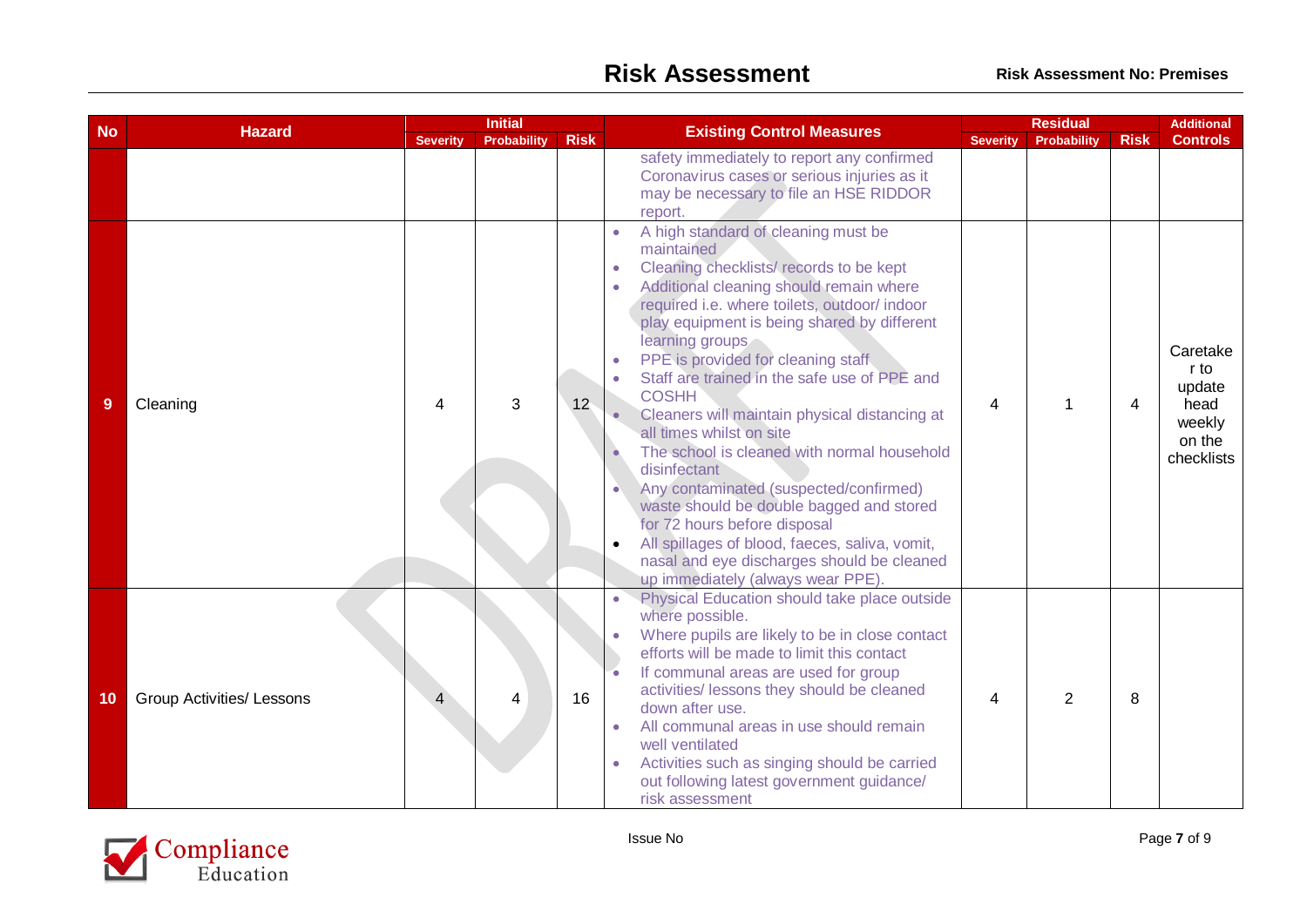# Risk Assessment

**Risk Assessment No: Premises**

| No | Hazard | Initial | | | Existing Control Measures | Residual | | | Additional Controls |
|---|---|---|---|---|---|---|---|---|---|
| | | Severity | Probability | Risk | | Severity | Probability | Risk | |
| | | | | | safety immediately to report any confirmed Coronavirus cases or serious injuries as it may be necessary to file an HSE RIDDOR report. | | | | |
| 9 | Cleaning | 4 | 3 | 12 | • A high standard of cleaning must be maintained<br>• Cleaning checklists/ records to be kept<br>• Additional cleaning should remain where required i.e. where toilets, outdoor/ indoor play equipment is being shared by different learning groups<br>• PPE is provided for cleaning staff<br>• Staff are trained in the safe use of PPE and COSHH<br>• Cleaners will maintain physical distancing at all times whilst on site<br>• The school is cleaned with normal household disinfectant<br>• Any contaminated (suspected/confirmed) waste should be double bagged and stored for 72 hours before disposal<br>• All spillages of blood, faeces, saliva, vomit, nasal and eye discharges should be cleaned up immediately (always wear PPE). | 4 | 1 | 4 | Caretaker to update head weekly on the checklists |
| 10 | Group Activities/ Lessons | 4 | 4 | 16 | • Physical Education should take place outside where possible.<br>• Where pupils are likely to be in close contact efforts will be made to limit this contact<br>• If communal areas are used for group activities/ lessons they should be cleaned down after use.<br>• All communal areas in use should remain well ventilated<br>• Activities such as singing should be carried out following latest government guidance/ risk assessment | 4 | 2 | 8 | |

Issue No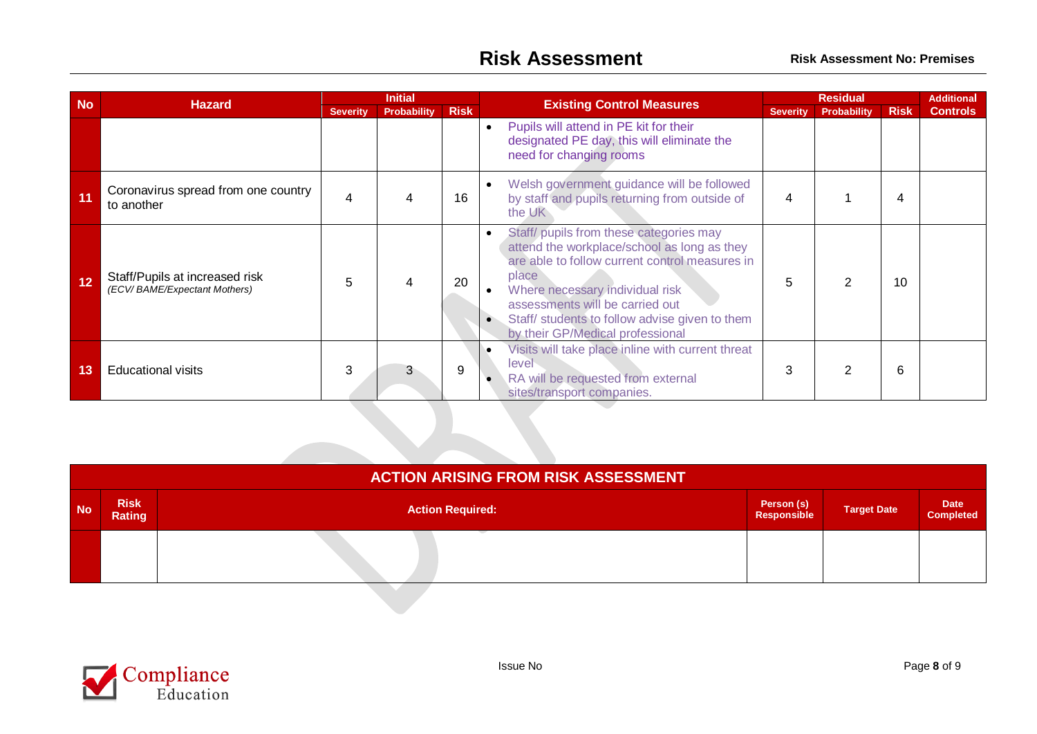## Risk Assessment

**Risk Assessment No: Premises**

| No | Hazard | Initial | | | Existing Control Measures | Residual | | | Additional Controls |
|---|---|---|---|---|---|---|---|---|---|
| | | Severity | Probability | Risk | | Severity | Probability | Risk | |
| | | | | | • Pupils will attend in PE kit for their designated PE day, this will eliminate the need for changing rooms | | | | |
| 11 | Coronavirus spread from one country to another | 4 | 4 | 16 | • Welsh government guidance will be followed by staff and pupils returning from outside of the UK | 4 | 1 | 4 | |
| 12 | Staff/Pupils at increased risk *(ECV/ BAME/Expectant Mothers)* | 5 | 4 | 20 | • Staff/ pupils from these categories may attend the workplace/school as long as they are able to follow current control measures in place<br>• Where necessary individual risk assessments will be carried out<br>• Staff/ students to follow advise given to them by their GP/Medical professional | 5 | 2 | 10 | |
| 13 | Educational visits | 3 | 3 | 9 | • Visits will take place inline with current threat level<br>• RA will be requested from external sites/transport companies. | 3 | 2 | 6 | |

| ACTION ARISING FROM RISK ASSESSMENT | | | | | |
|---|---|---|---|---|---|
| No | Risk Rating | Action Required: | Person (s) Responsible | Target Date | Date Completed |
| | | | | | |

Issue No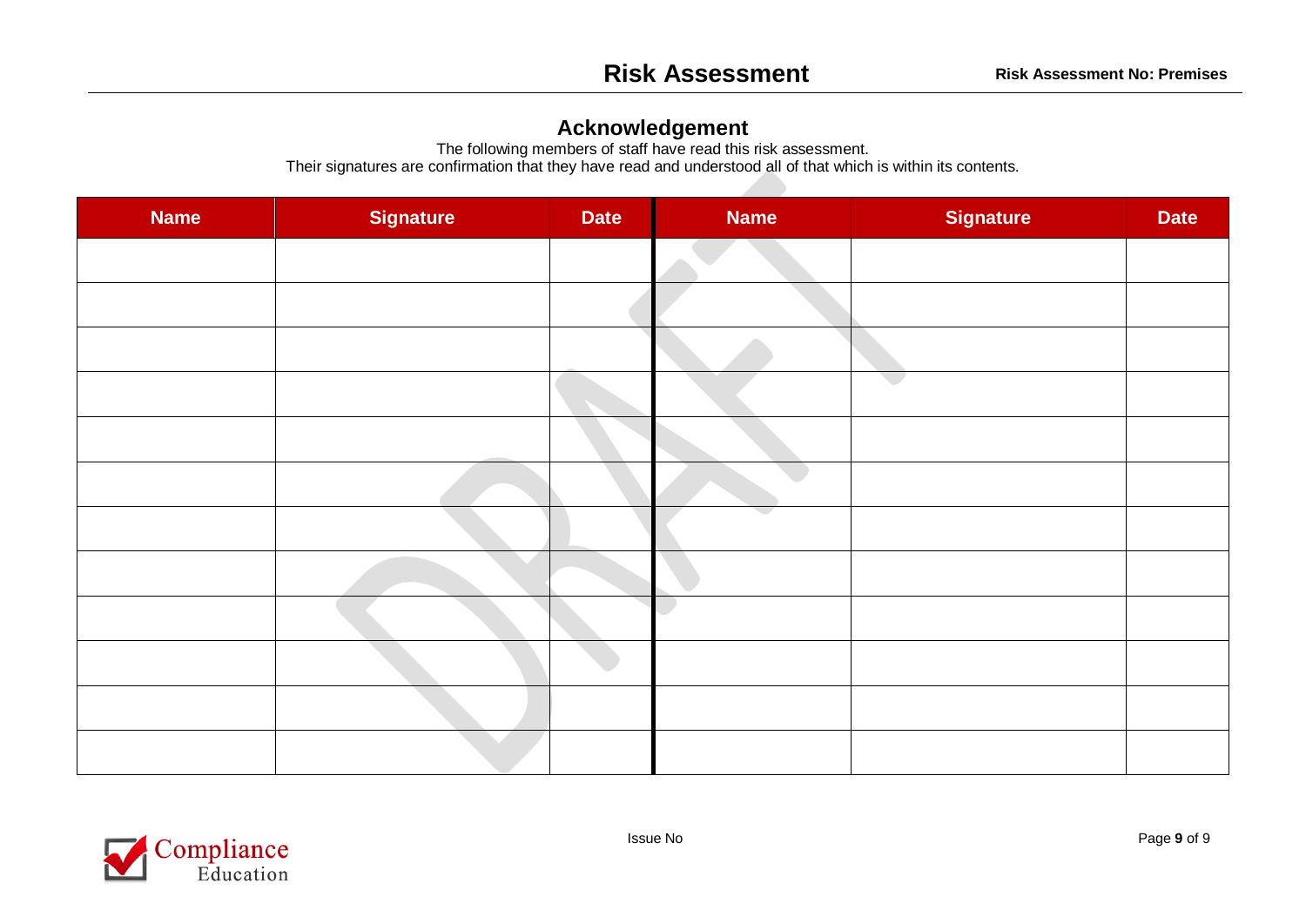## Acknowledgement

The following members of staff have read this risk assessment.
Their signatures are confirmation that they have read and understood all of that which is within its contents.

| Name | Signature | Date | Name | Signature | Date |
|---|---|---|---|---|---|
| | | | | | |
| | | | | | |
| | | | | | |
| | | | | | |
| | | | | | |
| | | | | | |
| | | | | | |
| | | | | | |
| | | | | | |
| | | | | | |
| | | | | | |
| | | | | | |

Issue No